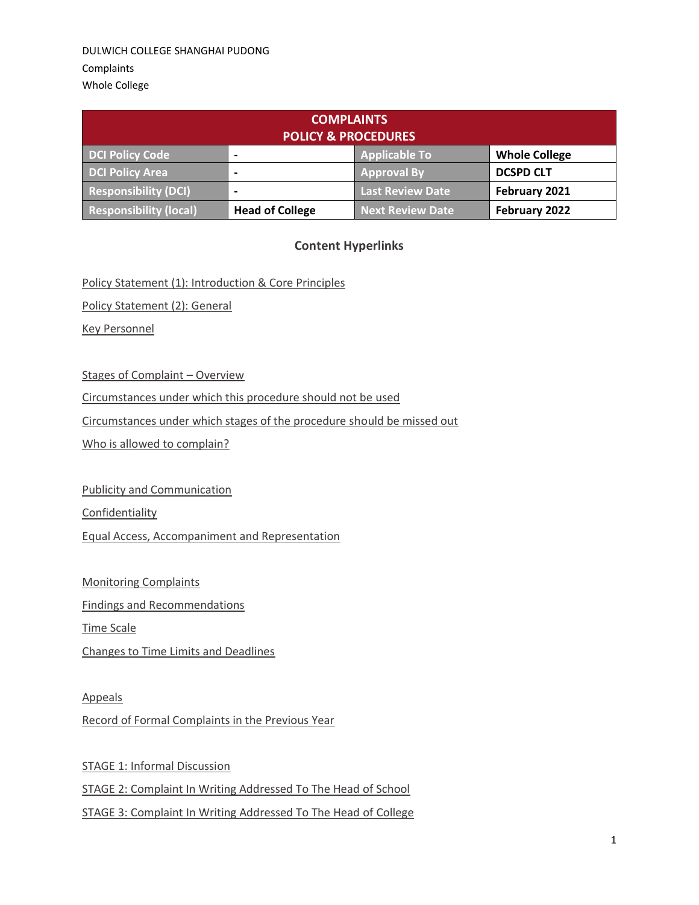DULWICH COLLEGE SHANGHAI PUDONG

Complaints

Whole College

| COMPLAINTS POLICY & PROCEDURES | | | |
|---|---|---|---|
| DCI Policy Code | - | Applicable To | Whole College |
| DCI Policy Area | - | Approval By | DCSPD CLT |
| Responsibility (DCI) | - | Last Review Date | February 2021 |
| Responsibility (local) | Head of College | Next Review Date | February 2022 |

## Content Hyperlinks

Policy Statement (1): Introduction & Core Principles

Policy Statement (2): General

Key Personnel

Stages of Complaint – Overview

Circumstances under which this procedure should not be used

Circumstances under which stages of the procedure should be missed out

Who is allowed to complain?

Publicity and Communication

Confidentiality

Equal Access, Accompaniment and Representation

Monitoring Complaints

Findings and Recommendations

Time Scale

Changes to Time Limits and Deadlines

Appeals

Record of Formal Complaints in the Previous Year

STAGE 1: Informal Discussion

STAGE 2: Complaint In Writing Addressed To The Head of School

STAGE 3: Complaint In Writing Addressed To The Head of College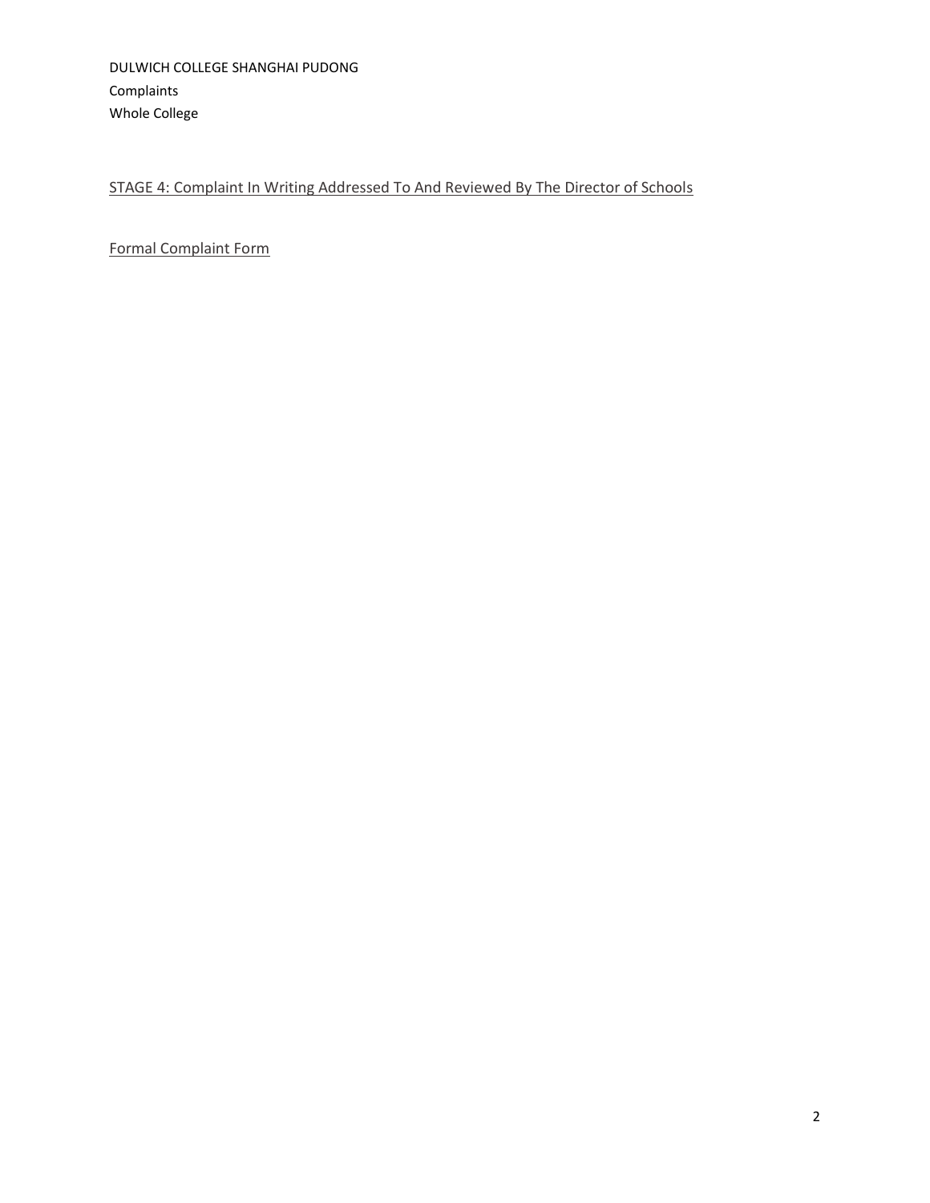STAGE 4: Complaint In Writing Addressed To And Reviewed By The Director of Schools

Formal Complaint Form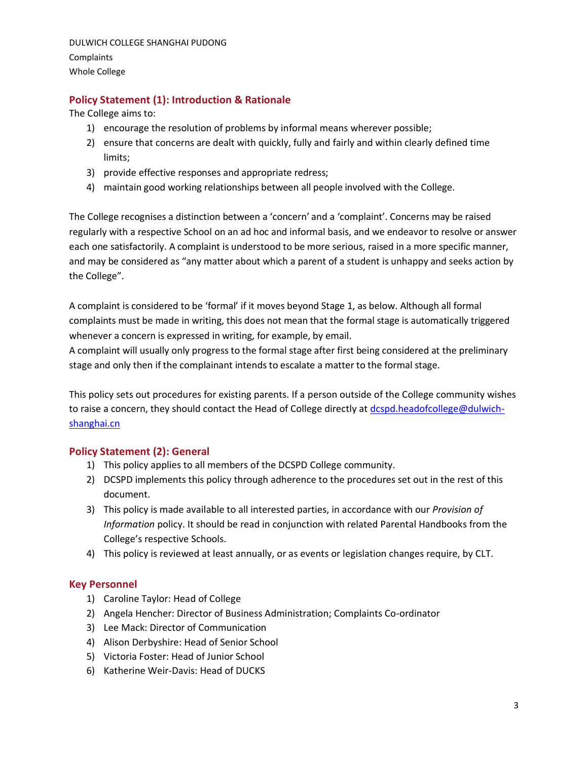DULWICH COLLEGE SHANGHAI PUDONG

Complaints

Whole College

## Policy Statement (1): Introduction & Rationale

The College aims to:

1) encourage the resolution of problems by informal means wherever possible;
2) ensure that concerns are dealt with quickly, fully and fairly and within clearly defined time limits;
3) provide effective responses and appropriate redress;
4) maintain good working relationships between all people involved with the College.

The College recognises a distinction between a 'concern' and a 'complaint'. Concerns may be raised regularly with a respective School on an ad hoc and informal basis, and we endeavor to resolve or answer each one satisfactorily. A complaint is understood to be more serious, raised in a more specific manner, and may be considered as "any matter about which a parent of a student is unhappy and seeks action by the College".

A complaint is considered to be 'formal' if it moves beyond Stage 1, as below. Although all formal complaints must be made in writing, this does not mean that the formal stage is automatically triggered whenever a concern is expressed in writing, for example, by email.

A complaint will usually only progress to the formal stage after first being considered at the preliminary stage and only then if the complainant intends to escalate a matter to the formal stage.

This policy sets out procedures for existing parents. If a person outside of the College community wishes to raise a concern, they should contact the Head of College directly at dcspd.headofcollege@dulwich-shanghai.cn

## Policy Statement (2): General

1) This policy applies to all members of the DCSPD College community.
2) DCSPD implements this policy through adherence to the procedures set out in the rest of this document.
3) This policy is made available to all interested parties, in accordance with our *Provision of Information* policy. It should be read in conjunction with related Parental Handbooks from the College's respective Schools.
4) This policy is reviewed at least annually, or as events or legislation changes require, by CLT.

## Key Personnel

1) Caroline Taylor: Head of College
2) Angela Hencher: Director of Business Administration; Complaints Co-ordinator
3) Lee Mack: Director of Communication
4) Alison Derbyshire: Head of Senior School
5) Victoria Foster: Head of Junior School
6) Katherine Weir-Davis: Head of DUCKS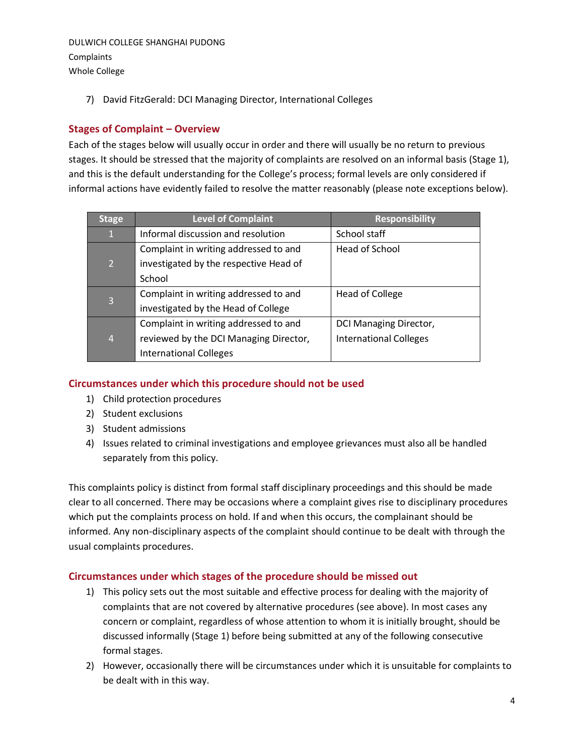7) David FitzGerald: DCI Managing Director, International Colleges

## Stages of Complaint – Overview

Each of the stages below will usually occur in order and there will usually be no return to previous stages. It should be stressed that the majority of complaints are resolved on an informal basis (Stage 1), and this is the default understanding for the College's process; formal levels are only considered if informal actions have evidently failed to resolve the matter reasonably (please note exceptions below).

| Stage | Level of Complaint | Responsibility |
|---|---|---|
| 1 | Informal discussion and resolution | School staff |
| 2 | Complaint in writing addressed to and investigated by the respective Head of School | Head of School |
| 3 | Complaint in writing addressed to and investigated by the Head of College | Head of College |
| 4 | Complaint in writing addressed to and reviewed by the DCI Managing Director, International Colleges | DCI Managing Director, International Colleges |

## Circumstances under which this procedure should not be used

1) Child protection procedures
2) Student exclusions
3) Student admissions
4) Issues related to criminal investigations and employee grievances must also all be handled separately from this policy.

This complaints policy is distinct from formal staff disciplinary proceedings and this should be made clear to all concerned. There may be occasions where a complaint gives rise to disciplinary procedures which put the complaints process on hold. If and when this occurs, the complainant should be informed. Any non-disciplinary aspects of the complaint should continue to be dealt with through the usual complaints procedures.

## Circumstances under which stages of the procedure should be missed out

1) This policy sets out the most suitable and effective process for dealing with the majority of complaints that are not covered by alternative procedures (see above). In most cases any concern or complaint, regardless of whose attention to whom it is initially brought, should be discussed informally (Stage 1) before being submitted at any of the following consecutive formal stages.
2) However, occasionally there will be circumstances under which it is unsuitable for complaints to be dealt with in this way.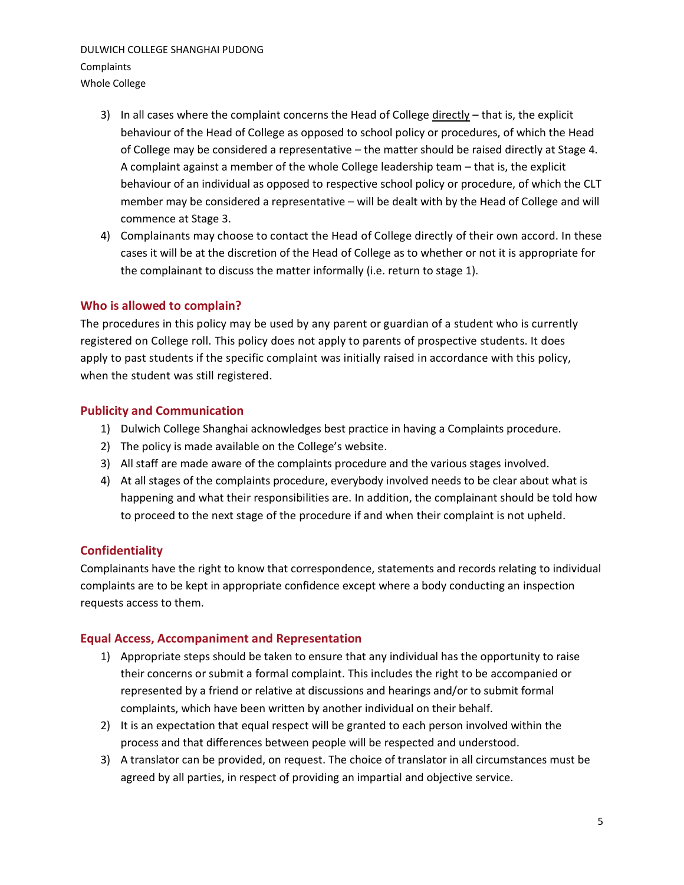3) In all cases where the complaint concerns the Head of College directly – that is, the explicit behaviour of the Head of College as opposed to school policy or procedures, of which the Head of College may be considered a representative – the matter should be raised directly at Stage 4. A complaint against a member of the whole College leadership team – that is, the explicit behaviour of an individual as opposed to respective school policy or procedure, of which the CLT member may be considered a representative – will be dealt with by the Head of College and will commence at Stage 3.
4) Complainants may choose to contact the Head of College directly of their own accord. In these cases it will be at the discretion of the Head of College as to whether or not it is appropriate for the complainant to discuss the matter informally (i.e. return to stage 1).

## Who is allowed to complain?

The procedures in this policy may be used by any parent or guardian of a student who is currently registered on College roll. This policy does not apply to parents of prospective students. It does apply to past students if the specific complaint was initially raised in accordance with this policy, when the student was still registered.

## Publicity and Communication

1) Dulwich College Shanghai acknowledges best practice in having a Complaints procedure.
2) The policy is made available on the College's website.
3) All staff are made aware of the complaints procedure and the various stages involved.
4) At all stages of the complaints procedure, everybody involved needs to be clear about what is happening and what their responsibilities are. In addition, the complainant should be told how to proceed to the next stage of the procedure if and when their complaint is not upheld.

## Confidentiality

Complainants have the right to know that correspondence, statements and records relating to individual complaints are to be kept in appropriate confidence except where a body conducting an inspection requests access to them.

## Equal Access, Accompaniment and Representation

1) Appropriate steps should be taken to ensure that any individual has the opportunity to raise their concerns or submit a formal complaint. This includes the right to be accompanied or represented by a friend or relative at discussions and hearings and/or to submit formal complaints, which have been written by another individual on their behalf.
2) It is an expectation that equal respect will be granted to each person involved within the process and that differences between people will be respected and understood.
3) A translator can be provided, on request. The choice of translator in all circumstances must be agreed by all parties, in respect of providing an impartial and objective service.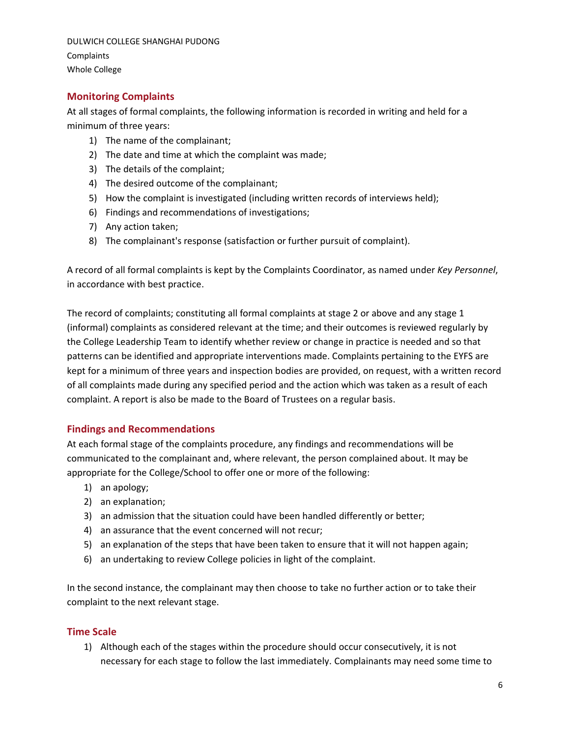## Monitoring Complaints

At all stages of formal complaints, the following information is recorded in writing and held for a minimum of three years:

1) The name of the complainant;
2) The date and time at which the complaint was made;
3) The details of the complaint;
4) The desired outcome of the complainant;
5) How the complaint is investigated (including written records of interviews held);
6) Findings and recommendations of investigations;
7) Any action taken;
8) The complainant's response (satisfaction or further pursuit of complaint).

A record of all formal complaints is kept by the Complaints Coordinator, as named under *Key Personnel*, in accordance with best practice.

The record of complaints; constituting all formal complaints at stage 2 or above and any stage 1 (informal) complaints as considered relevant at the time; and their outcomes is reviewed regularly by the College Leadership Team to identify whether review or change in practice is needed and so that patterns can be identified and appropriate interventions made. Complaints pertaining to the EYFS are kept for a minimum of three years and inspection bodies are provided, on request, with a written record of all complaints made during any specified period and the action which was taken as a result of each complaint. A report is also be made to the Board of Trustees on a regular basis.

## Findings and Recommendations

At each formal stage of the complaints procedure, any findings and recommendations will be communicated to the complainant and, where relevant, the person complained about. It may be appropriate for the College/School to offer one or more of the following:

1) an apology;
2) an explanation;
3) an admission that the situation could have been handled differently or better;
4) an assurance that the event concerned will not recur;
5) an explanation of the steps that have been taken to ensure that it will not happen again;
6) an undertaking to review College policies in light of the complaint.

In the second instance, the complainant may then choose to take no further action or to take their complaint to the next relevant stage.

## Time Scale

1) Although each of the stages within the procedure should occur consecutively, it is not necessary for each stage to follow the last immediately. Complainants may need some time to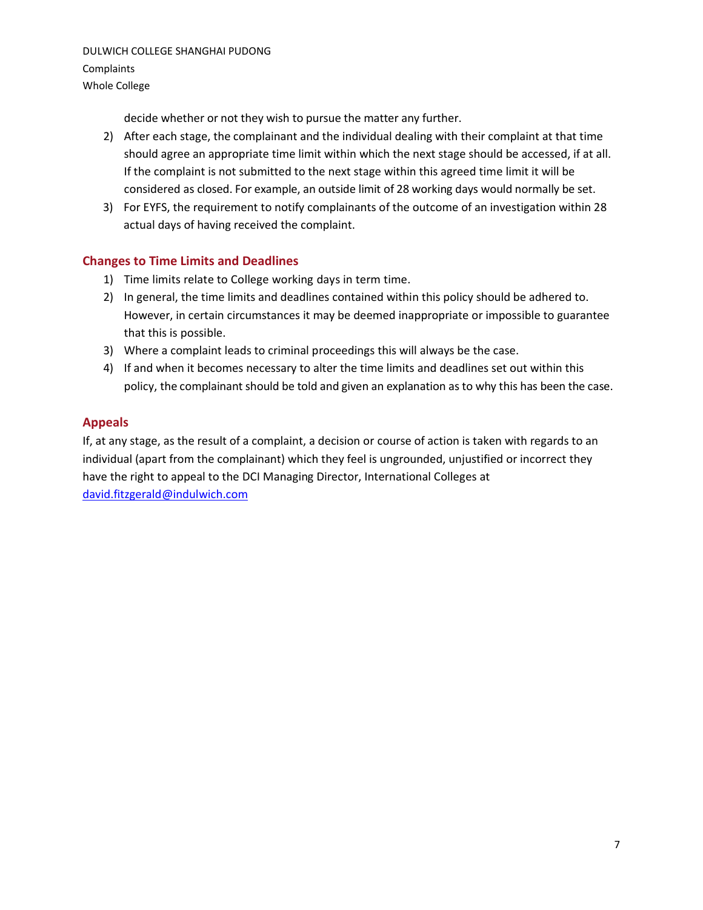decide whether or not they wish to pursue the matter any further.

2) After each stage, the complainant and the individual dealing with their complaint at that time should agree an appropriate time limit within which the next stage should be accessed, if at all. If the complaint is not submitted to the next stage within this agreed time limit it will be considered as closed. For example, an outside limit of 28 working days would normally be set.
3) For EYFS, the requirement to notify complainants of the outcome of an investigation within 28 actual days of having received the complaint.

## Changes to Time Limits and Deadlines

1) Time limits relate to College working days in term time.
2) In general, the time limits and deadlines contained within this policy should be adhered to. However, in certain circumstances it may be deemed inappropriate or impossible to guarantee that this is possible.
3) Where a complaint leads to criminal proceedings this will always be the case.
4) If and when it becomes necessary to alter the time limits and deadlines set out within this policy, the complainant should be told and given an explanation as to why this has been the case.

## Appeals

If, at any stage, as the result of a complaint, a decision or course of action is taken with regards to an individual (apart from the complainant) which they feel is ungrounded, unjustified or incorrect they have the right to appeal to the DCI Managing Director, International Colleges at [david.fitzgerald@indulwich.com](mailto:david.fitzgerald@indulwich.com)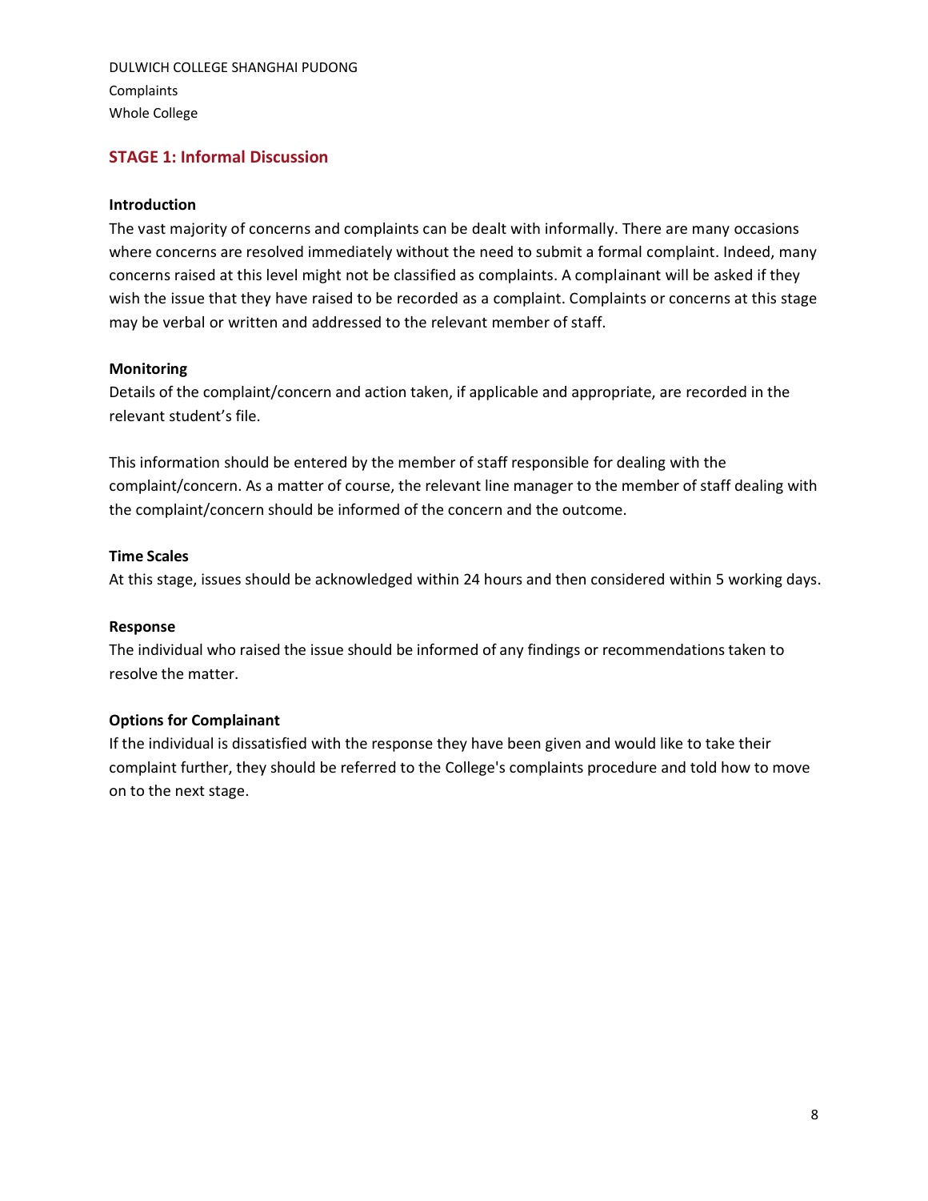## STAGE 1: Informal Discussion

**Introduction**

The vast majority of concerns and complaints can be dealt with informally. There are many occasions where concerns are resolved immediately without the need to submit a formal complaint. Indeed, many concerns raised at this level might not be classified as complaints. A complainant will be asked if they wish the issue that they have raised to be recorded as a complaint. Complaints or concerns at this stage may be verbal or written and addressed to the relevant member of staff.

**Monitoring**

Details of the complaint/concern and action taken, if applicable and appropriate, are recorded in the relevant student's file.

This information should be entered by the member of staff responsible for dealing with the complaint/concern. As a matter of course, the relevant line manager to the member of staff dealing with the complaint/concern should be informed of the concern and the outcome.

**Time Scales**

At this stage, issues should be acknowledged within 24 hours and then considered within 5 working days.

**Response**

The individual who raised the issue should be informed of any findings or recommendations taken to resolve the matter.

**Options for Complainant**

If the individual is dissatisfied with the response they have been given and would like to take their complaint further, they should be referred to the College's complaints procedure and told how to move on to the next stage.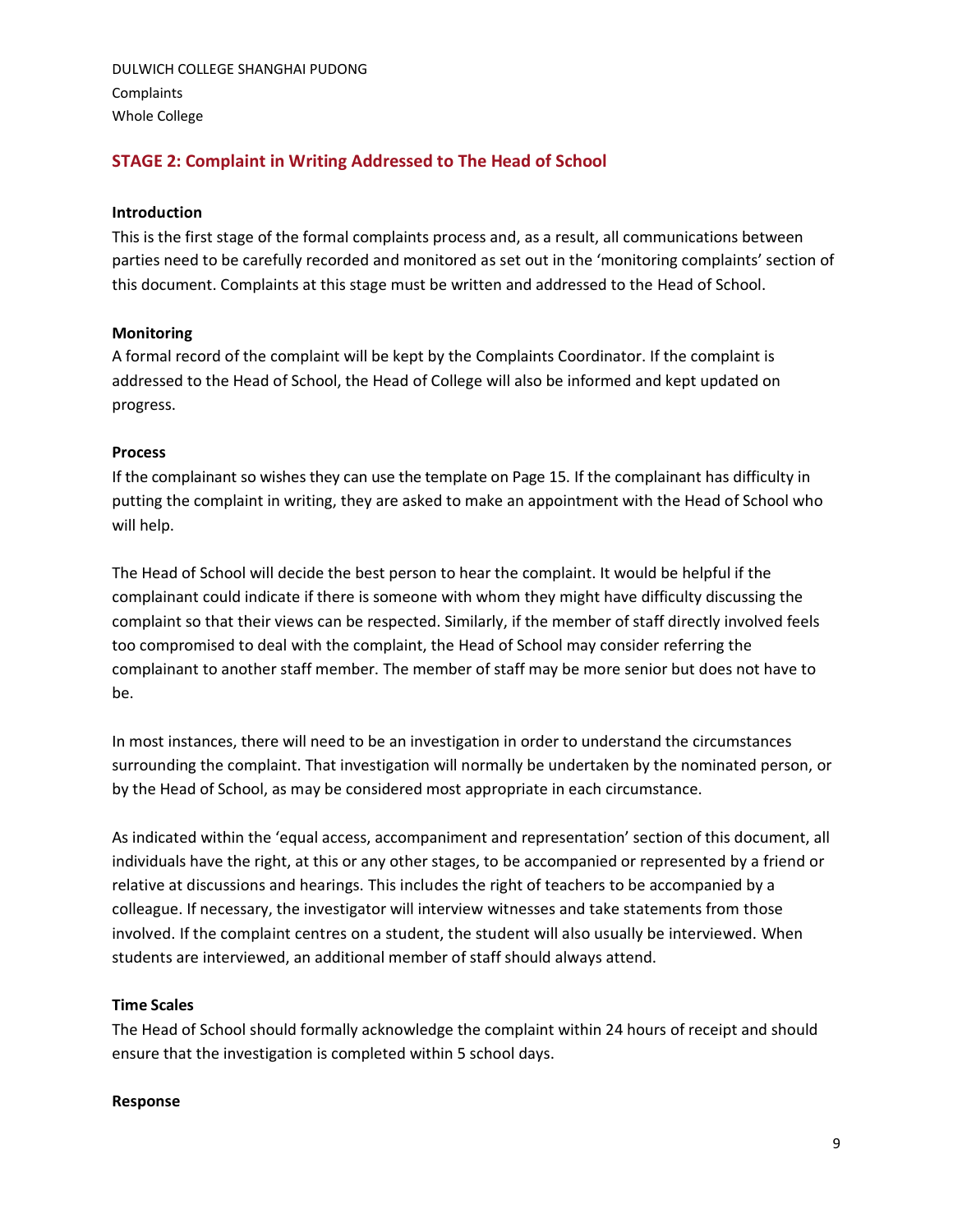## STAGE 2: Complaint in Writing Addressed to The Head of School

**Introduction**

This is the first stage of the formal complaints process and, as a result, all communications between parties need to be carefully recorded and monitored as set out in the 'monitoring complaints' section of this document. Complaints at this stage must be written and addressed to the Head of School.

**Monitoring**

A formal record of the complaint will be kept by the Complaints Coordinator. If the complaint is addressed to the Head of School, the Head of College will also be informed and kept updated on progress.

**Process**

If the complainant so wishes they can use the template on Page 15. If the complainant has difficulty in putting the complaint in writing, they are asked to make an appointment with the Head of School who will help.

The Head of School will decide the best person to hear the complaint. It would be helpful if the complainant could indicate if there is someone with whom they might have difficulty discussing the complaint so that their views can be respected. Similarly, if the member of staff directly involved feels too compromised to deal with the complaint, the Head of School may consider referring the complainant to another staff member. The member of staff may be more senior but does not have to be.

In most instances, there will need to be an investigation in order to understand the circumstances surrounding the complaint. That investigation will normally be undertaken by the nominated person, or by the Head of School, as may be considered most appropriate in each circumstance.

As indicated within the 'equal access, accompaniment and representation' section of this document, all individuals have the right, at this or any other stages, to be accompanied or represented by a friend or relative at discussions and hearings. This includes the right of teachers to be accompanied by a colleague. If necessary, the investigator will interview witnesses and take statements from those involved. If the complaint centres on a student, the student will also usually be interviewed. When students are interviewed, an additional member of staff should always attend.

**Time Scales**

The Head of School should formally acknowledge the complaint within 24 hours of receipt and should ensure that the investigation is completed within 5 school days.

**Response**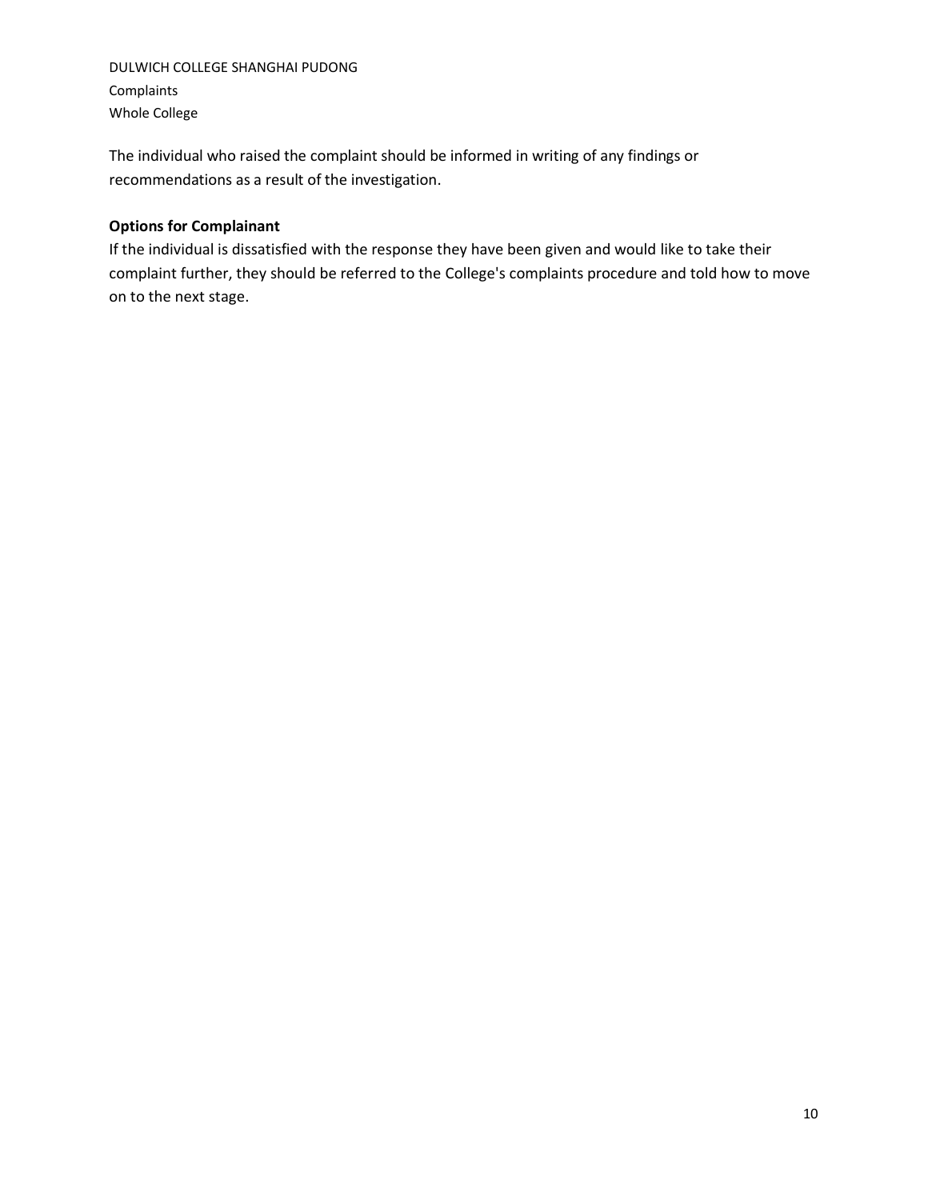The individual who raised the complaint should be informed in writing of any findings or recommendations as a result of the investigation.

**Options for Complainant**

If the individual is dissatisfied with the response they have been given and would like to take their complaint further, they should be referred to the College's complaints procedure and told how to move on to the next stage.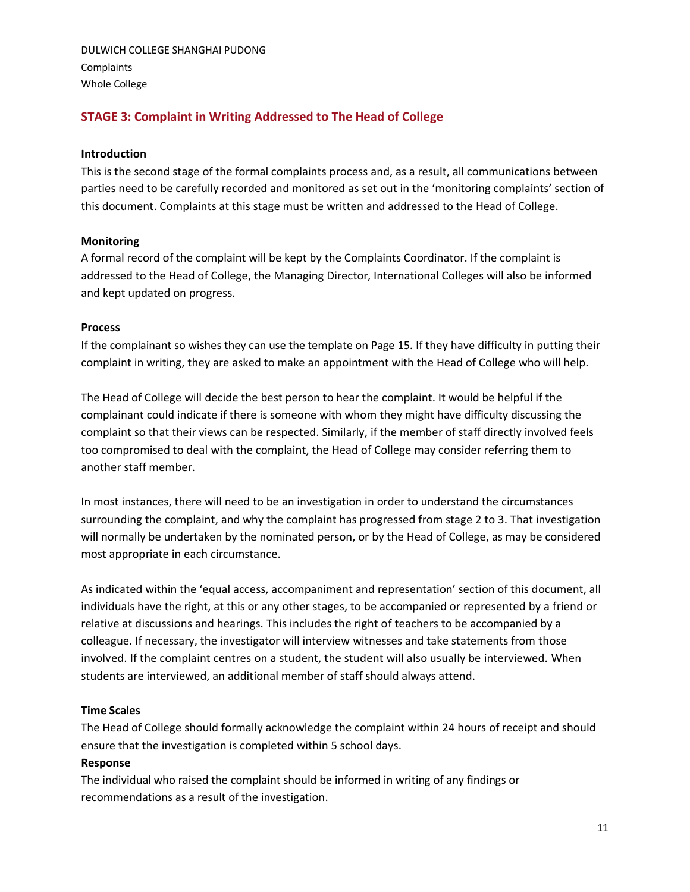## STAGE 3: Complaint in Writing Addressed to The Head of College

**Introduction**

This is the second stage of the formal complaints process and, as a result, all communications between parties need to be carefully recorded and monitored as set out in the 'monitoring complaints' section of this document. Complaints at this stage must be written and addressed to the Head of College.

**Monitoring**

A formal record of the complaint will be kept by the Complaints Coordinator. If the complaint is addressed to the Head of College, the Managing Director, International Colleges will also be informed and kept updated on progress.

**Process**

If the complainant so wishes they can use the template on Page 15. If they have difficulty in putting their complaint in writing, they are asked to make an appointment with the Head of College who will help.

The Head of College will decide the best person to hear the complaint. It would be helpful if the complainant could indicate if there is someone with whom they might have difficulty discussing the complaint so that their views can be respected. Similarly, if the member of staff directly involved feels too compromised to deal with the complaint, the Head of College may consider referring them to another staff member.

In most instances, there will need to be an investigation in order to understand the circumstances surrounding the complaint, and why the complaint has progressed from stage 2 to 3. That investigation will normally be undertaken by the nominated person, or by the Head of College, as may be considered most appropriate in each circumstance.

As indicated within the 'equal access, accompaniment and representation' section of this document, all individuals have the right, at this or any other stages, to be accompanied or represented by a friend or relative at discussions and hearings. This includes the right of teachers to be accompanied by a colleague. If necessary, the investigator will interview witnesses and take statements from those involved. If the complaint centres on a student, the student will also usually be interviewed. When students are interviewed, an additional member of staff should always attend.

**Time Scales**

The Head of College should formally acknowledge the complaint within 24 hours of receipt and should ensure that the investigation is completed within 5 school days.

**Response**

The individual who raised the complaint should be informed in writing of any findings or recommendations as a result of the investigation.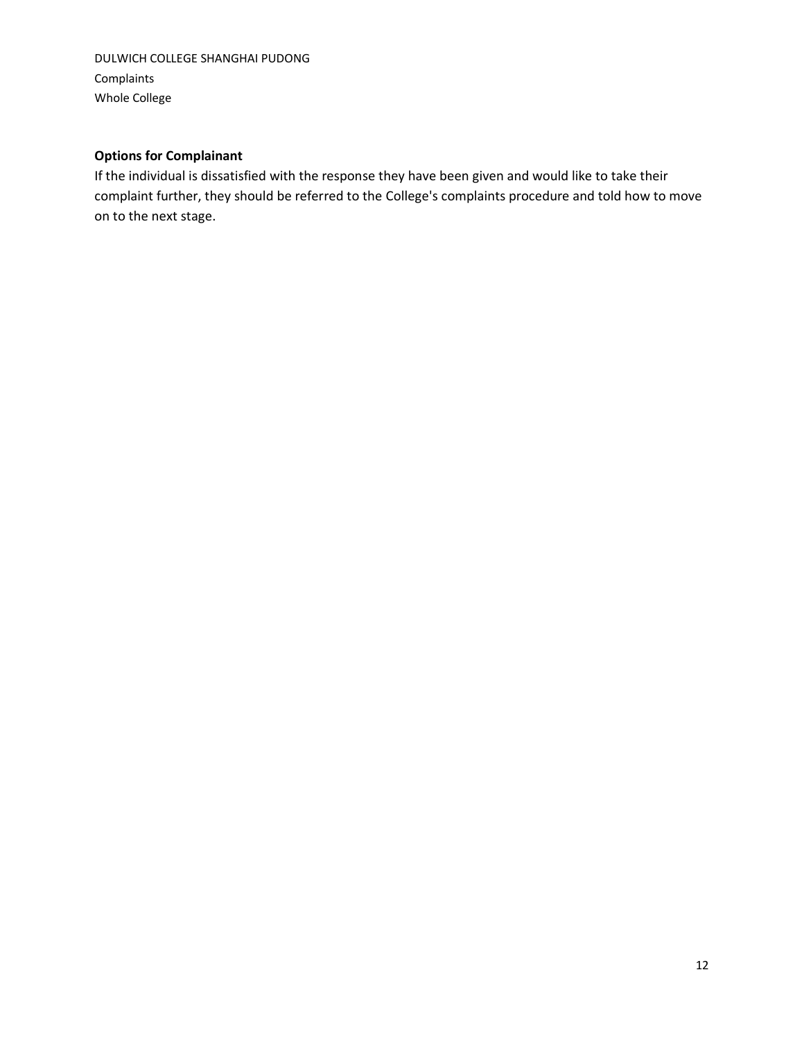**Options for Complainant**

If the individual is dissatisfied with the response they have been given and would like to take their complaint further, they should be referred to the College's complaints procedure and told how to move on to the next stage.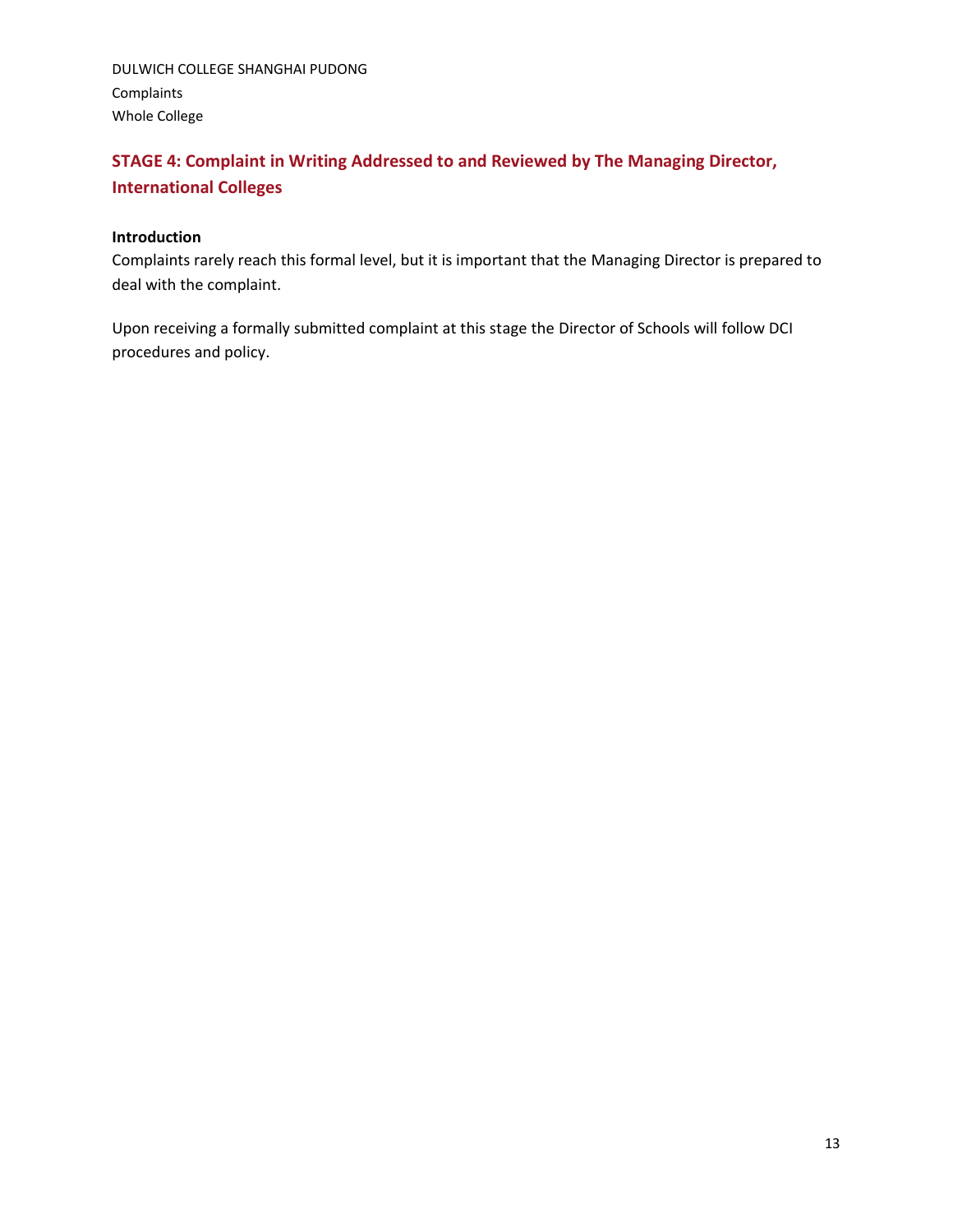## STAGE 4: Complaint in Writing Addressed to and Reviewed by The Managing Director, International Colleges

**Introduction**

Complaints rarely reach this formal level, but it is important that the Managing Director is prepared to deal with the complaint.

Upon receiving a formally submitted complaint at this stage the Director of Schools will follow DCI procedures and policy.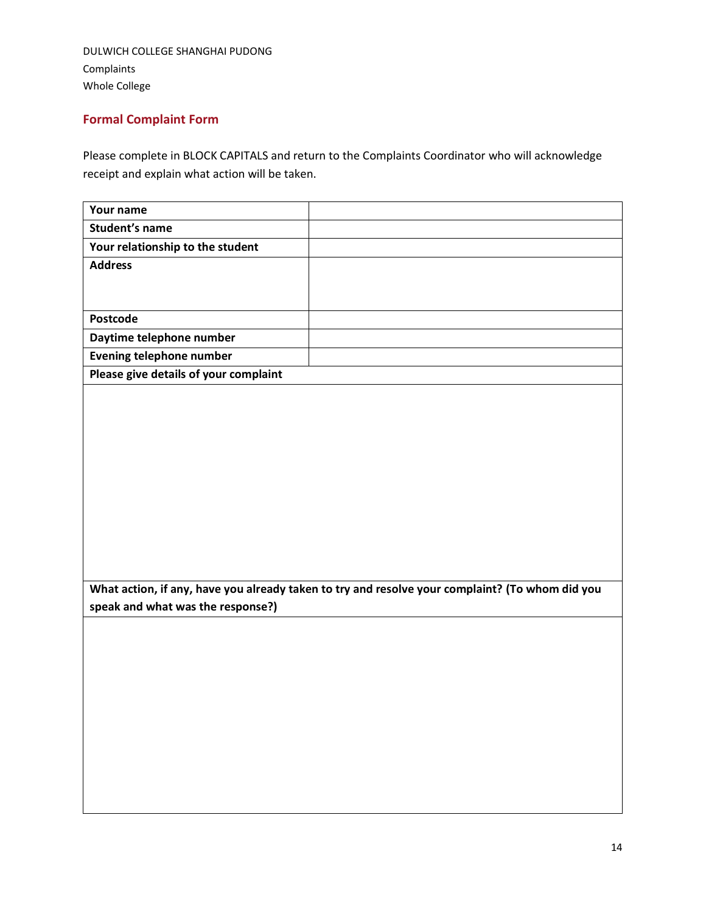DULWICH COLLEGE SHANGHAI PUDONG
Complaints
Whole College

## Formal Complaint Form

Please complete in BLOCK CAPITALS and return to the Complaints Coordinator who will acknowledge receipt and explain what action will be taken.

| **Your name** | |
|---|---|
| **Student's name** | |
| **Your relationship to the student** | |
| **Address** | |
| **Postcode** | |
| **Daytime telephone number** | |
| **Evening telephone number** | |
| **Please give details of your complaint** | |
| | |
| **What action, if any, have you already taken to try and resolve your complaint? (To whom did you speak and what was the response?)** | |
| | |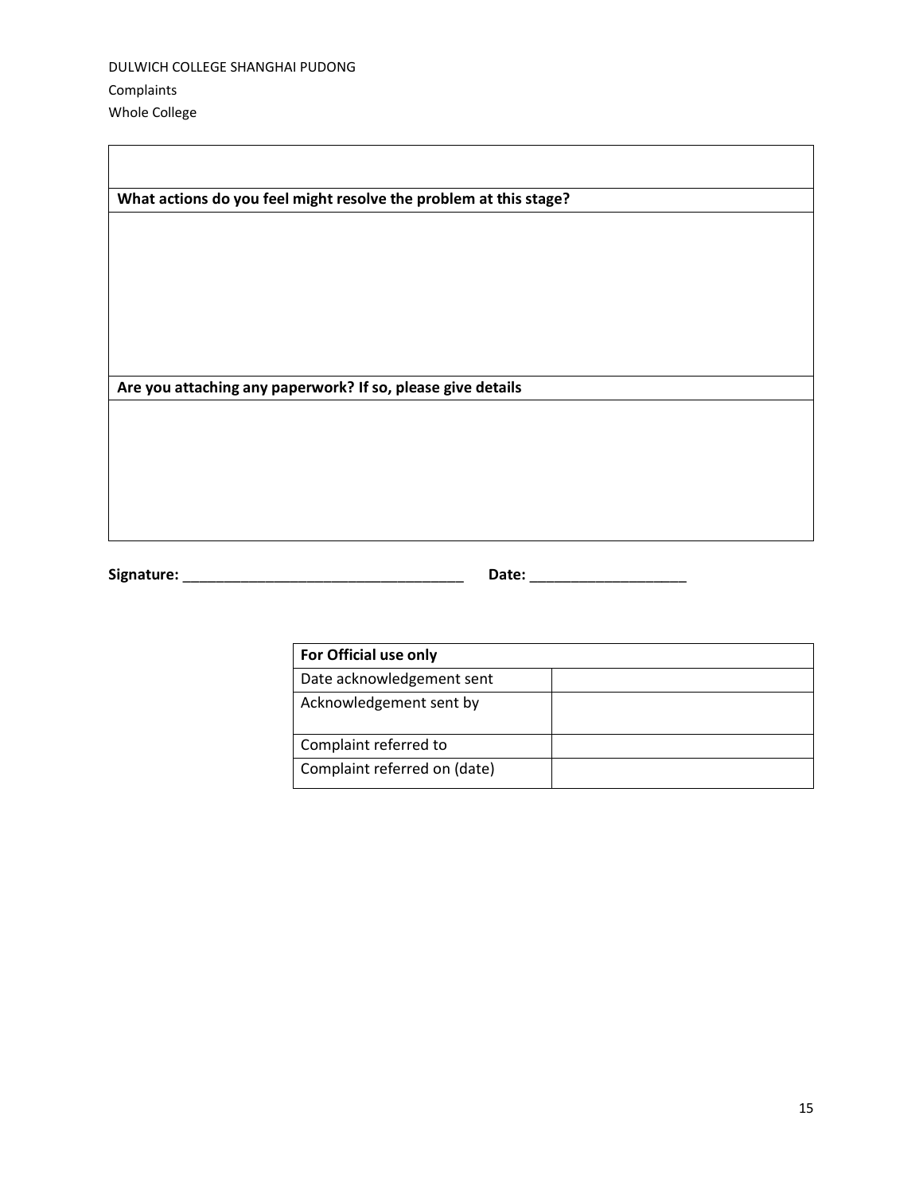| |
|---|
| |
| **What actions do you feel might resolve the problem at this stage?** |
| |
| **Are you attaching any paperwork? If so, please give details** |
| |

**Signature:** ___________________________________ **Date:** ___________________

| **For Official use only** | |
|---|---|
| Date acknowledgement sent | |
| Acknowledgement sent by | |
| Complaint referred to | |
| Complaint referred on (date) | |